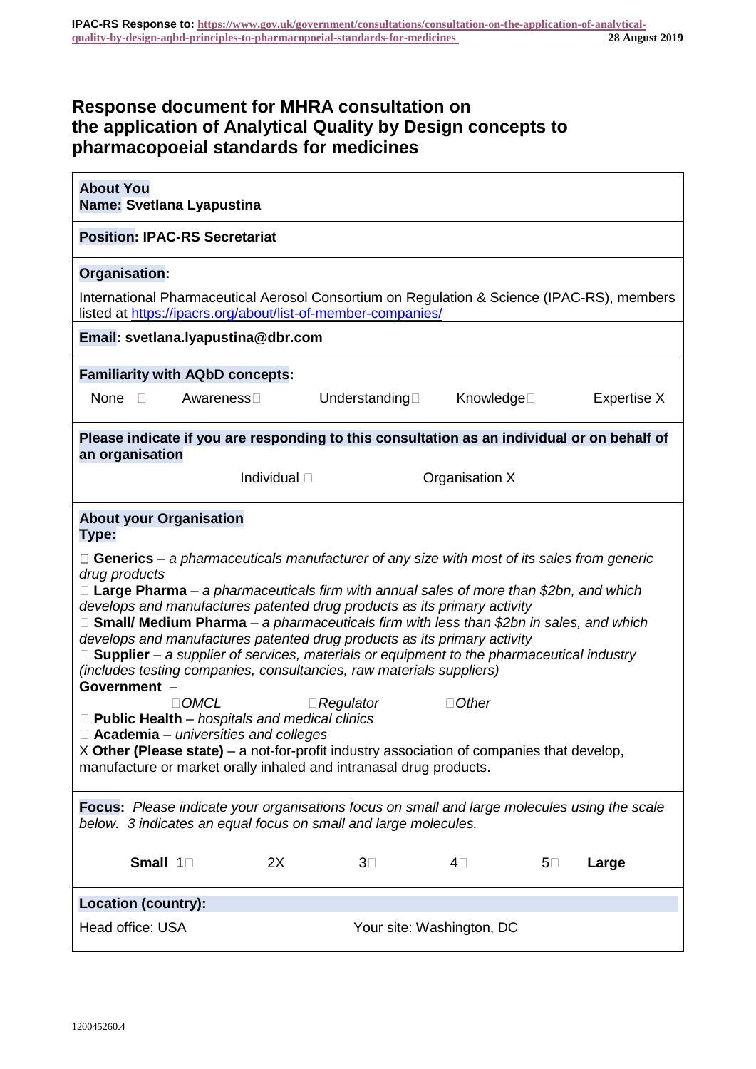# Response document for MHRA consultation on the application of Analytical Quality by Design concepts to pharmacopoeial standards for medicines

**About You**
**Name: Svetlana Lyapustina**

**Position: IPAC-RS Secretariat**

**Organisation:**

International Pharmaceutical Aerosol Consortium on Regulation & Science (IPAC-RS), members listed at https://ipacrs.org/about/list-of-member-companies/

**Email: svetlana.lyapustina@dbr.com**

**Familiarity with AQbD concepts:**

None ☐ Awareness☐ Understanding☐ Knowledge☐ Expertise X

**Please indicate if you are responding to this consultation as an individual or on behalf of an organisation**

Individual ☐ Organisation X

**About your Organisation**
**Type:**

☐ **Generics** – *a pharmaceuticals manufacturer of any size with most of its sales from generic drug products*
☐ **Large Pharma** – *a pharmaceuticals firm with annual sales of more than $2bn, and which develops and manufactures patented drug products as its primary activity*
☐ **Small/ Medium Pharma** – *a pharmaceuticals firm with less than $2bn in sales, and which develops and manufactures patented drug products as its primary activity*
☐ **Supplier** – *a supplier of services, materials or equipment to the pharmaceutical industry (includes testing companies, consultancies, raw materials suppliers)*
**Government** –
☐*OMCL* ☐*Regulator* ☐*Other*
☐ **Public Health** – *hospitals and medical clinics*
☐ **Academia** – *universities and colleges*
X **Other (Please state)** – a not-for-profit industry association of companies that develop, manufacture or market orally inhaled and intranasal drug products.

**Focus:** *Please indicate your organisations focus on small and large molecules using the scale below. 3 indicates an equal focus on small and large molecules.*

**Small** 1☐ 2X 3☐ 4☐ 5☐ **Large**

**Location (country):**

Head office: USA Your site: Washington, DC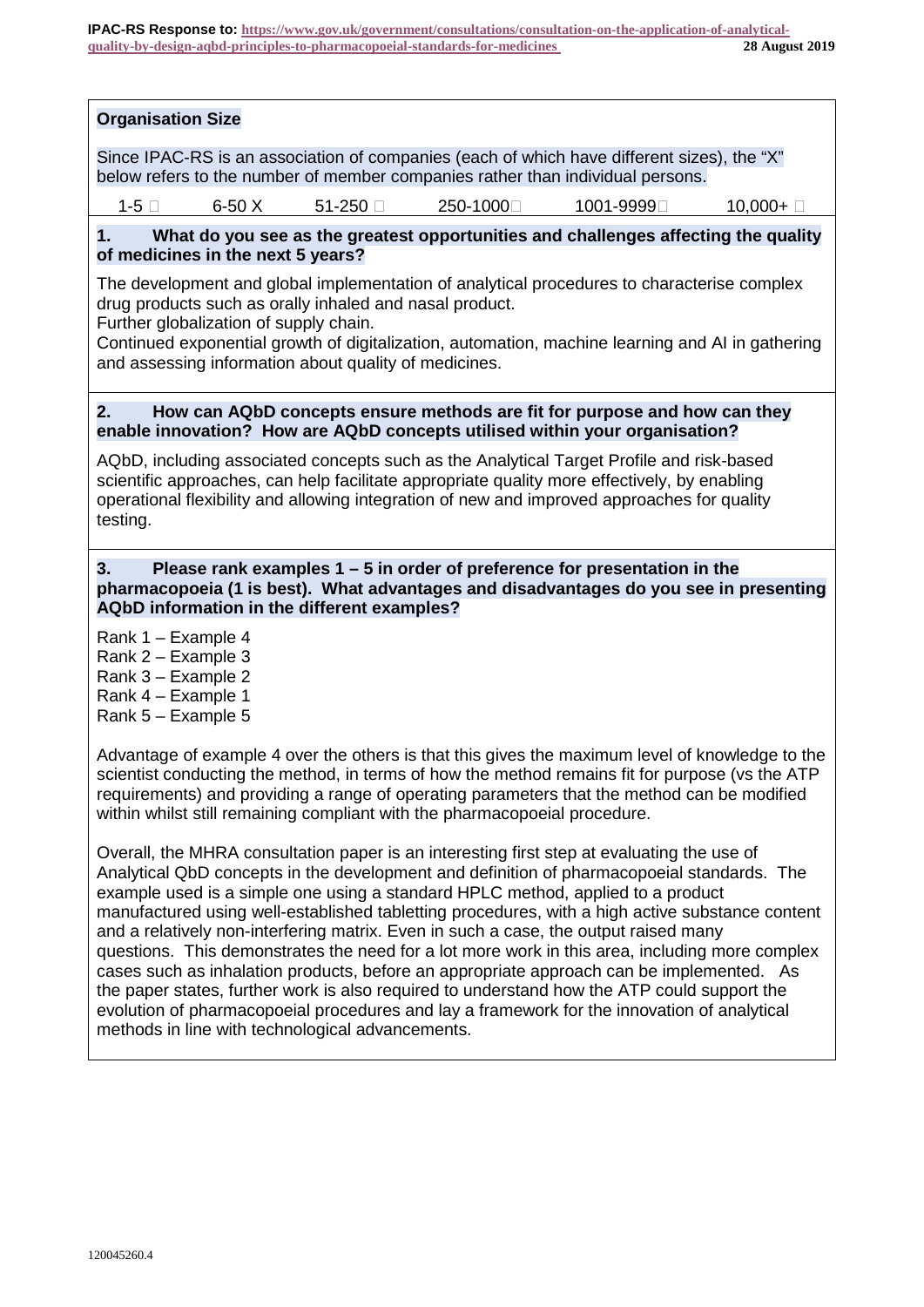**Organisation Size**

Since IPAC-RS is an association of companies (each of which have different sizes), the "X" below refers to the number of member companies rather than individual persons.

1-5 ☐ 6-50 X 51-250 ☐ 250-1000☐ 1001-9999☐ 10,000+ ☐

**1. What do you see as the greatest opportunities and challenges affecting the quality of medicines in the next 5 years?**

The development and global implementation of analytical procedures to characterise complex drug products such as orally inhaled and nasal product.
Further globalization of supply chain.
Continued exponential growth of digitalization, automation, machine learning and AI in gathering and assessing information about quality of medicines.

**2. How can AQbD concepts ensure methods are fit for purpose and how can they enable innovation? How are AQbD concepts utilised within your organisation?**

AQbD, including associated concepts such as the Analytical Target Profile and risk-based scientific approaches, can help facilitate appropriate quality more effectively, by enabling operational flexibility and allowing integration of new and improved approaches for quality testing.

**3. Please rank examples 1 – 5 in order of preference for presentation in the pharmacopoeia (1 is best). What advantages and disadvantages do you see in presenting AQbD information in the different examples?**

Rank 1 – Example 4
Rank 2 – Example 3
Rank 3 – Example 2
Rank 4 – Example 1
Rank 5 – Example 5

Advantage of example 4 over the others is that this gives the maximum level of knowledge to the scientist conducting the method, in terms of how the method remains fit for purpose (vs the ATP requirements) and providing a range of operating parameters that the method can be modified within whilst still remaining compliant with the pharmacopoeial procedure.

Overall, the MHRA consultation paper is an interesting first step at evaluating the use of Analytical QbD concepts in the development and definition of pharmacopoeial standards. The example used is a simple one using a standard HPLC method, applied to a product manufactured using well-established tabletting procedures, with a high active substance content and a relatively non-interfering matrix. Even in such a case, the output raised many questions. This demonstrates the need for a lot more work in this area, including more complex cases such as inhalation products, before an appropriate approach can be implemented. As the paper states, further work is also required to understand how the ATP could support the evolution of pharmacopoeial procedures and lay a framework for the innovation of analytical methods in line with technological advancements.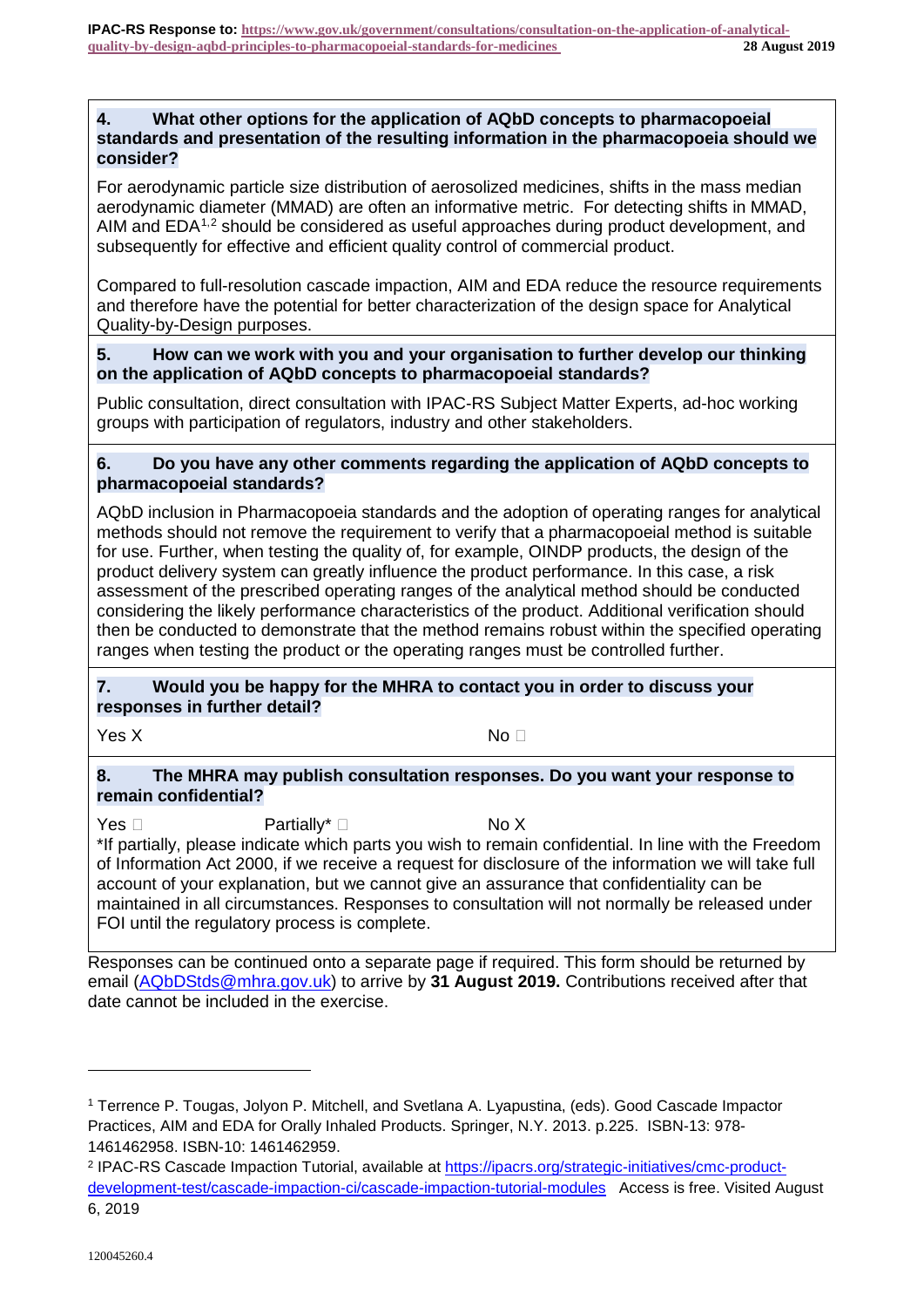**4. What other options for the application of AQbD concepts to pharmacopoeial standards and presentation of the resulting information in the pharmacopoeia should we consider?**

For aerodynamic particle size distribution of aerosolized medicines, shifts in the mass median aerodynamic diameter (MMAD) are often an informative metric. For detecting shifts in MMAD, AIM and EDA[1,2] should be considered as useful approaches during product development, and subsequently for effective and efficient quality control of commercial product.

Compared to full-resolution cascade impaction, AIM and EDA reduce the resource requirements and therefore have the potential for better characterization of the design space for Analytical Quality-by-Design purposes.

**5. How can we work with you and your organisation to further develop our thinking on the application of AQbD concepts to pharmacopoeial standards?**

Public consultation, direct consultation with IPAC-RS Subject Matter Experts, ad-hoc working groups with participation of regulators, industry and other stakeholders.

**6. Do you have any other comments regarding the application of AQbD concepts to pharmacopoeial standards?**

AQbD inclusion in Pharmacopoeia standards and the adoption of operating ranges for analytical methods should not remove the requirement to verify that a pharmacopoeial method is suitable for use. Further, when testing the quality of, for example, OINDP products, the design of the product delivery system can greatly influence the product performance. In this case, a risk assessment of the prescribed operating ranges of the analytical method should be conducted considering the likely performance characteristics of the product. Additional verification should then be conducted to demonstrate that the method remains robust within the specified operating ranges when testing the product or the operating ranges must be controlled further.

**7. Would you be happy for the MHRA to contact you in order to discuss your responses in further detail?**

Yes X No ☐

**8. The MHRA may publish consultation responses. Do you want your response to remain confidential?**

Yes ☐ Partially* ☐ No X

*If partially, please indicate which parts you wish to remain confidential. In line with the Freedom of Information Act 2000, if we receive a request for disclosure of the information we will take full account of your explanation, but we cannot give an assurance that confidentiality can be maintained in all circumstances. Responses to consultation will not normally be released under FOI until the regulatory process is complete.

Responses can be continued onto a separate page if required. This form should be returned by email (AQbDStds@mhra.gov.uk) to arrive by **31 August 2019.** Contributions received after that date cannot be included in the exercise.

---

[1] Terrence P. Tougas, Jolyon P. Mitchell, and Svetlana A. Lyapustina, (eds). Good Cascade Impactor Practices, AIM and EDA for Orally Inhaled Products. Springer, N.Y. 2013. p.225. ISBN-13: 978-1461462958. ISBN-10: 1461462959.

[2] IPAC-RS Cascade Impaction Tutorial, available at https://ipacrs.org/strategic-initiatives/cmc-product-development-test/cascade-impaction-ci/cascade-impaction-tutorial-modules Access is free. Visited August 6, 2019